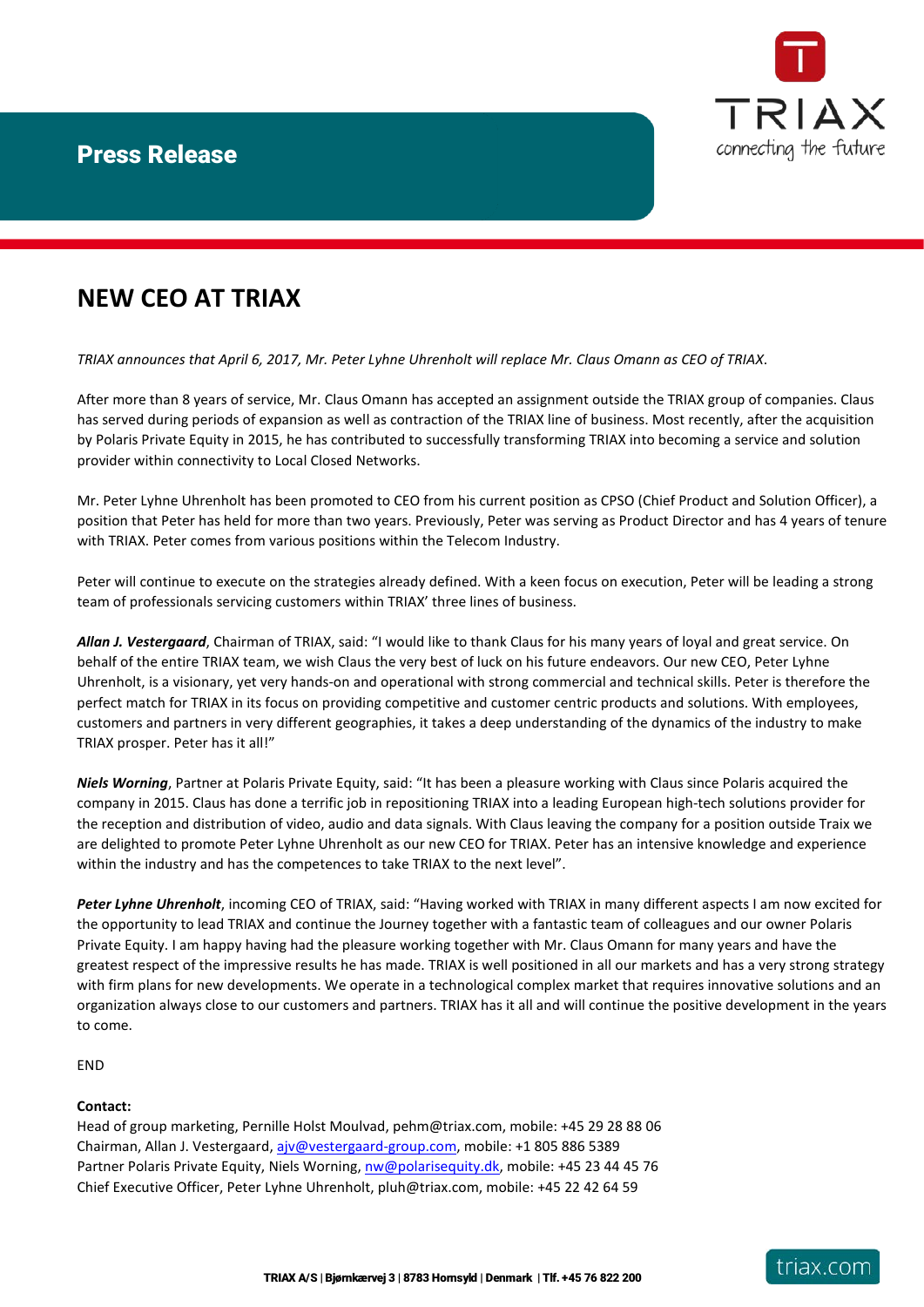**Press Release**

TRIAX
connecting the future

# NEW CEO AT TRIAX

*TRIAX announces that April 6, 2017, Mr. Peter Lyhne Uhrenholt will replace Mr. Claus Omann as CEO of TRIAX.*

After more than 8 years of service, Mr. Claus Omann has accepted an assignment outside the TRIAX group of companies. Claus has served during periods of expansion as well as contraction of the TRIAX line of business. Most recently, after the acquisition by Polaris Private Equity in 2015, he has contributed to successfully transforming TRIAX into becoming a service and solution provider within connectivity to Local Closed Networks.

Mr. Peter Lyhne Uhrenholt has been promoted to CEO from his current position as CPSO (Chief Product and Solution Officer), a position that Peter has held for more than two years. Previously, Peter was serving as Product Director and has 4 years of tenure with TRIAX. Peter comes from various positions within the Telecom Industry.

Peter will continue to execute on the strategies already defined. With a keen focus on execution, Peter will be leading a strong team of professionals servicing customers within TRIAX' three lines of business.

***Allan J. Vestergaard***, Chairman of TRIAX, said: "I would like to thank Claus for his many years of loyal and great service. On behalf of the entire TRIAX team, we wish Claus the very best of luck on his future endeavors. Our new CEO, Peter Lyhne Uhrenholt, is a visionary, yet very hands-on and operational with strong commercial and technical skills. Peter is therefore the perfect match for TRIAX in its focus on providing competitive and customer centric products and solutions. With employees, customers and partners in very different geographies, it takes a deep understanding of the dynamics of the industry to make TRIAX prosper. Peter has it all!"

***Niels Worning***, Partner at Polaris Private Equity, said: "It has been a pleasure working with Claus since Polaris acquired the company in 2015. Claus has done a terrific job in repositioning TRIAX into a leading European high-tech solutions provider for the reception and distribution of video, audio and data signals. With Claus leaving the company for a position outside Traix we are delighted to promote Peter Lyhne Uhrenholt as our new CEO for TRIAX. Peter has an intensive knowledge and experience within the industry and has the competences to take TRIAX to the next level".

***Peter Lyhne Uhrenholt***, incoming CEO of TRIAX, said: "Having worked with TRIAX in many different aspects I am now excited for the opportunity to lead TRIAX and continue the Journey together with a fantastic team of colleagues and our owner Polaris Private Equity. I am happy having had the pleasure working together with Mr. Claus Omann for many years and have the greatest respect of the impressive results he has made. TRIAX is well positioned in all our markets and has a very strong strategy with firm plans for new developments. We operate in a technological complex market that requires innovative solutions and an organization always close to our customers and partners. TRIAX has it all and will continue the positive development in the years to come.

END

**Contact:**
Head of group marketing, Pernille Holst Moulvad, pehm@triax.com, mobile: +45 29 28 88 06
Chairman, Allan J. Vestergaard, ajv@vestergaard-group.com, mobile: +1 805 886 5389
Partner Polaris Private Equity, Niels Worning, nw@polarisequity.dk, mobile: +45 23 44 45 76
Chief Executive Officer, Peter Lyhne Uhrenholt, pluh@triax.com, mobile: +45 22 42 64 59

TRIAX A/S | Bjørnkærvej 3 | 8783 Hornsyld | Denmark | Tlf. +45 76 822 200

triax.com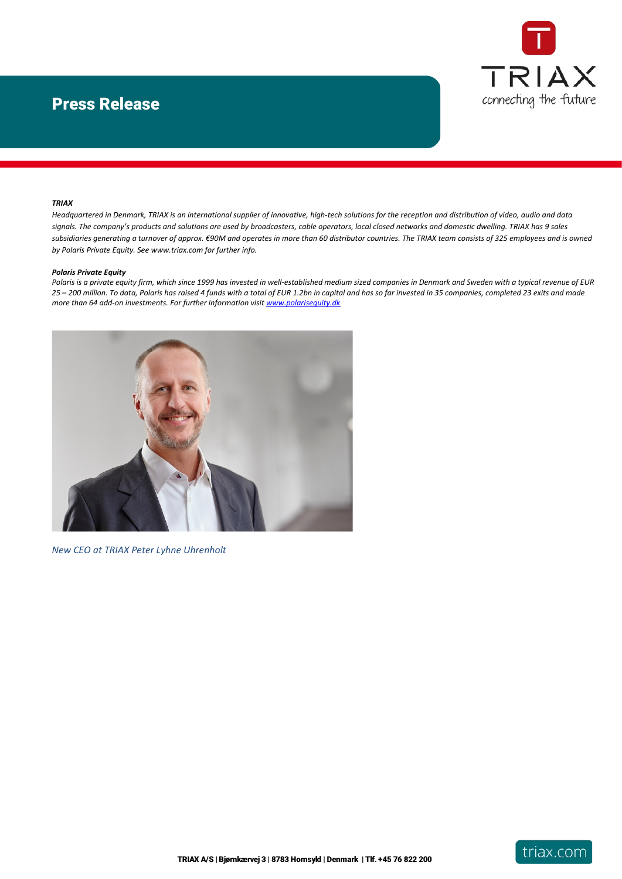***TRIAX***

*Headquartered in Denmark, TRIAX is an international supplier of innovative, high-tech solutions for the reception and distribution of video, audio and data signals. The company's products and solutions are used by broadcasters, cable operators, local closed networks and domestic dwelling. TRIAX has 9 sales subsidiaries generating a turnover of approx. €90M and operates in more than 60 distributor countries. The TRIAX team consists of 325 employees and is owned by Polaris Private Equity. See www.triax.com for further info.*

***Polaris Private Equity***

*Polaris is a private equity firm, which since 1999 has invested in well-established medium sized companies in Denmark and Sweden with a typical revenue of EUR 25 – 200 million. To data, Polaris has raised 4 funds with a total of EUR 1.2bn in capital and has so far invested in 35 companies, completed 23 exits and made more than 64 add-on investments. For further information visit [www.polarisequity.dk](http://www.polarisequity.dk)*

*New CEO at TRIAX Peter Lyhne Uhrenholt*